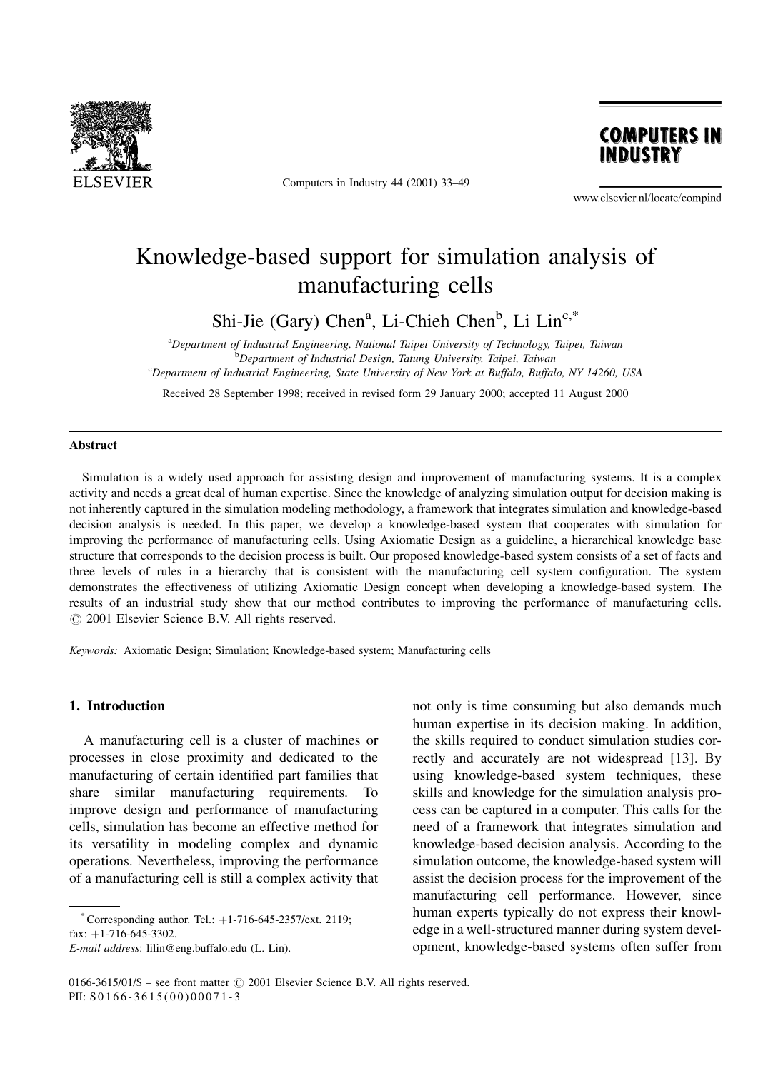# Knowledge-based support for simulation analysis of manufacturing cells

Shi-Jie (Gary) Chen[a], Li-Chieh Chen[b], Li Lin[c,*]

[a]Department of Industrial Engineering, National Taipei University of Technology, Taipei, Taiwan
[b]Department of Industrial Design, Tatung University, Taipei, Taiwan
[c]Department of Industrial Engineering, State University of New York at Buffalo, Buffalo, NY 14260, USA

Received 28 September 1998; received in revised form 29 January 2000; accepted 11 August 2000

## Abstract

Simulation is a widely used approach for assisting design and improvement of manufacturing systems. It is a complex activity and needs a great deal of human expertise. Since the knowledge of analyzing simulation output for decision making is not inherently captured in the simulation modeling methodology, a framework that integrates simulation and knowledge-based decision analysis is needed. In this paper, we develop a knowledge-based system that cooperates with simulation for improving the performance of manufacturing cells. Using Axiomatic Design as a guideline, a hierarchical knowledge base structure that corresponds to the decision process is built. Our proposed knowledge-based system consists of a set of facts and three levels of rules in a hierarchy that is consistent with the manufacturing cell system configuration. The system demonstrates the effectiveness of utilizing Axiomatic Design concept when developing a knowledge-based system. The results of an industrial study show that our method contributes to improving the performance of manufacturing cells. © 2001 Elsevier Science B.V. All rights reserved.

*Keywords:* Axiomatic Design; Simulation; Knowledge-based system; Manufacturing cells

## 1. Introduction

A manufacturing cell is a cluster of machines or processes in close proximity and dedicated to the manufacturing of certain identified part families that share similar manufacturing requirements. To improve design and performance of manufacturing cells, simulation has become an effective method for its versatility in modeling complex and dynamic operations. Nevertheless, improving the performance of a manufacturing cell is still a complex activity that not only is time consuming but also demands much human expertise in its decision making. In addition, the skills required to conduct simulation studies correctly and accurately are not widespread [13]. By using knowledge-based system techniques, these skills and knowledge for the simulation analysis process can be captured in a computer. This calls for the need of a framework that integrates simulation and knowledge-based decision analysis. According to the simulation outcome, the knowledge-based system will assist the decision process for the improvement of the manufacturing cell performance. However, since human experts typically do not express their knowledge in a well-structured manner during system development, knowledge-based systems often suffer from

* Corresponding author. Tel.: +1-716-645-2357/ext. 2119; fax: +1-716-645-3302.
*E-mail address*: lilin@eng.buffalo.edu (L. Lin).

0166-3615/01/$ – see front matter © 2001 Elsevier Science B.V. All rights reserved.
PII: S0166-3615(00)00071-3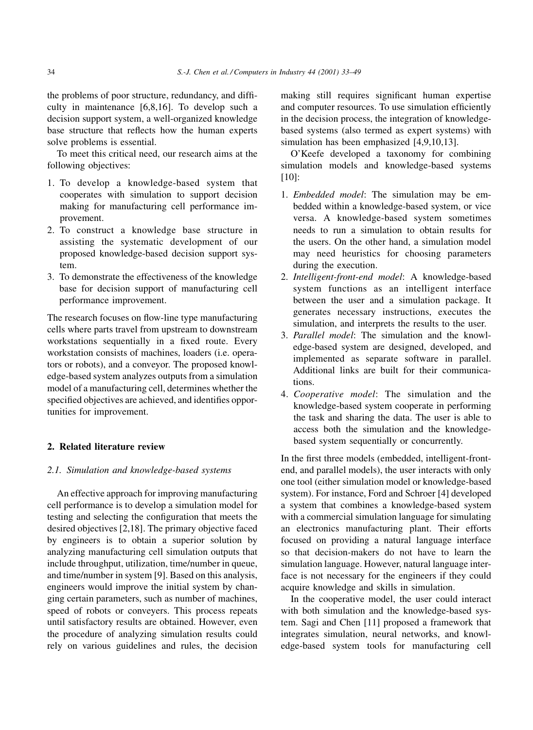the problems of poor structure, redundancy, and difficulty in maintenance [6,8,16]. To develop such a decision support system, a well-organized knowledge base structure that reflects how the human experts solve problems is essential.

To meet this critical need, our research aims at the following objectives:

1. To develop a knowledge-based system that cooperates with simulation to support decision making for manufacturing cell performance improvement.
2. To construct a knowledge base structure in assisting the systematic development of our proposed knowledge-based decision support system.
3. To demonstrate the effectiveness of the knowledge base for decision support of manufacturing cell performance improvement.

The research focuses on flow-line type manufacturing cells where parts travel from upstream to downstream workstations sequentially in a fixed route. Every workstation consists of machines, loaders (i.e. operators or robots), and a conveyor. The proposed knowledge-based system analyzes outputs from a simulation model of a manufacturing cell, determines whether the specified objectives are achieved, and identifies opportunities for improvement.

## 2. Related literature review

### 2.1. Simulation and knowledge-based systems

An effective approach for improving manufacturing cell performance is to develop a simulation model for testing and selecting the configuration that meets the desired objectives [2,18]. The primary objective faced by engineers is to obtain a superior solution by analyzing manufacturing cell simulation outputs that include throughput, utilization, time/number in queue, and time/number in system [9]. Based on this analysis, engineers would improve the initial system by changing certain parameters, such as number of machines, speed of robots or conveyers. This process repeats until satisfactory results are obtained. However, even the procedure of analyzing simulation results could rely on various guidelines and rules, the decision making still requires significant human expertise and computer resources. To use simulation efficiently in the decision process, the integration of knowledge-based systems (also termed as expert systems) with simulation has been emphasized [4,9,10,13].

O'Keefe developed a taxonomy for combining simulation models and knowledge-based systems [10]:

1. *Embedded model*: The simulation may be embedded within a knowledge-based system, or vice versa. A knowledge-based system sometimes needs to run a simulation to obtain results for the users. On the other hand, a simulation model may need heuristics for choosing parameters during the execution.
2. *Intelligent-front-end model*: A knowledge-based system functions as an intelligent interface between the user and a simulation package. It generates necessary instructions, executes the simulation, and interprets the results to the user.
3. *Parallel model*: The simulation and the knowledge-based system are designed, developed, and implemented as separate software in parallel. Additional links are built for their communications.
4. *Cooperative model*: The simulation and the knowledge-based system cooperate in performing the task and sharing the data. The user is able to access both the simulation and the knowledge-based system sequentially or concurrently.

In the first three models (embedded, intelligent-front-end, and parallel models), the user interacts with only one tool (either simulation model or knowledge-based system). For instance, Ford and Schroer [4] developed a system that combines a knowledge-based system with a commercial simulation language for simulating an electronics manufacturing plant. Their efforts focused on providing a natural language interface so that decision-makers do not have to learn the simulation language. However, natural language interface is not necessary for the engineers if they could acquire knowledge and skills in simulation.

In the cooperative model, the user could interact with both simulation and the knowledge-based system. Sagi and Chen [11] proposed a framework that integrates simulation, neural networks, and knowledge-based system tools for manufacturing cell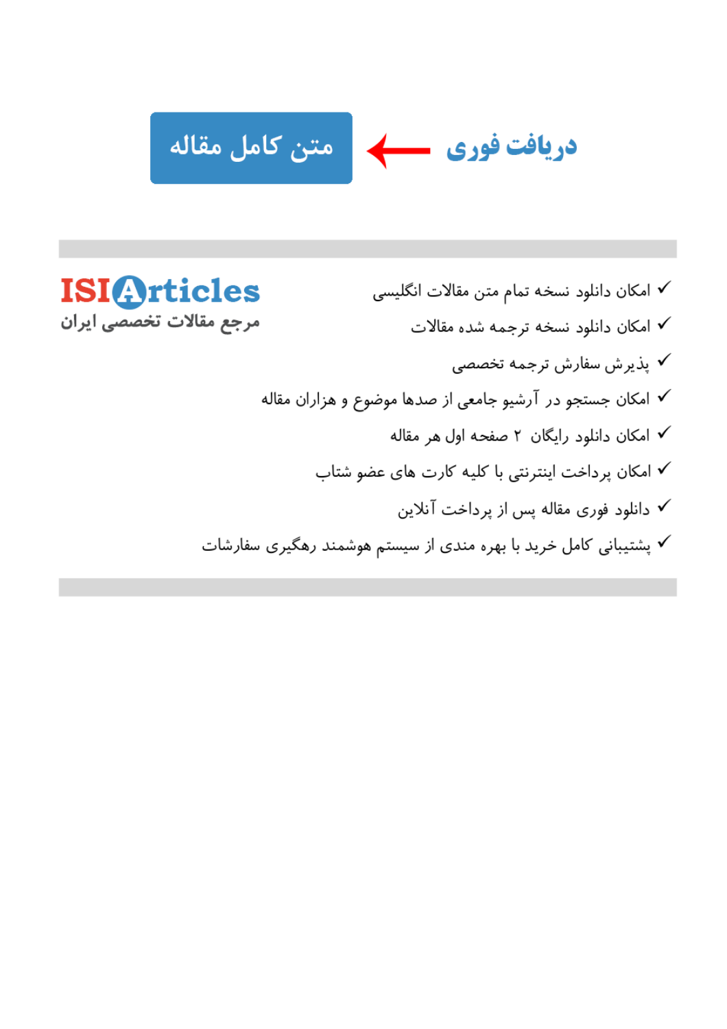دریافت فوری ← متن کامل مقاله

**ISIArticles**
مرجع مقالات تخصصی ایران

- ✓ امکان دانلود نسخه تمام متن مقالات انگلیسی
- ✓ امکان دانلود نسخه ترجمه شده مقالات
- ✓ پذیرش سفارش ترجمه تخصصی
- ✓ امکان جستجو در آرشیو جامعی از صدها موضوع و هزاران مقاله
- ✓ امکان دانلود رایگان ۲ صفحه اول هر مقاله
- ✓ امکان پرداخت اینترنتی با کلیه کارت های عضو شتاب
- ✓ دانلود فوری مقاله پس از پرداخت آنلاین
- ✓ پشتیبانی کامل خرید با بهره مندی از سیستم هوشمند رهگیری سفارشات